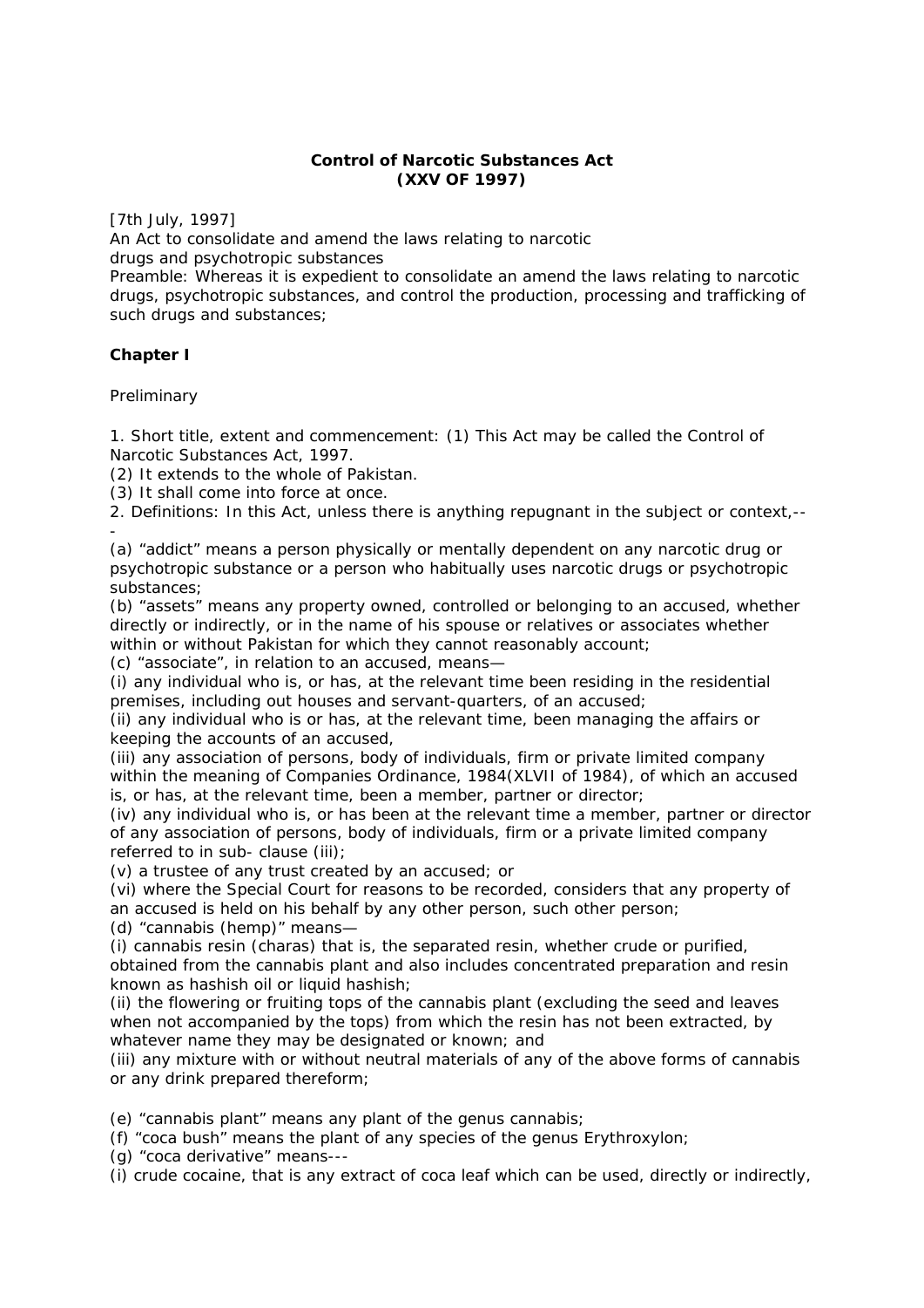**Control of Narcotic Substances Act**
**(XXV OF 1997)**

[7th July, 1997]
An Act to consolidate and amend the laws relating to narcotic drugs and psychotropic substances
Preamble: Whereas it is expedient to consolidate an amend the laws relating to narcotic drugs, psychotropic substances, and control the production, processing and trafficking of such drugs and substances;

## Chapter I

Preliminary

1. Short title, extent and commencement: (1) This Act may be called the Control of Narcotic Substances Act, 1997.
(2) It extends to the whole of Pakistan.
(3) It shall come into force at once.
2. Definitions: In this Act, unless there is anything repugnant in the subject or context,---
(a) "addict" means a person physically or mentally dependent on any narcotic drug or psychotropic substance or a person who habitually uses narcotic drugs or psychotropic substances;
(b) "assets" means any property owned, controlled or belonging to an accused, whether directly or indirectly, or in the name of his spouse or relatives or associates whether within or without Pakistan for which they cannot reasonably account;
(c) "associate", in relation to an accused, means—
(i) any individual who is, or has, at the relevant time been residing in the residential premises, including out houses and servant-quarters, of an accused;
(ii) any individual who is or has, at the relevant time, been managing the affairs or keeping the accounts of an accused,
(iii) any association of persons, body of individuals, firm or private limited company within the meaning of Companies Ordinance, 1984(XLVII of 1984), of which an accused is, or has, at the relevant time, been a member, partner or director;
(iv) any individual who is, or has been at the relevant time a member, partner or director of any association of persons, body of individuals, firm or a private limited company referred to in sub- clause (iii);
(v) a trustee of any trust created by an accused; or
(vi) where the Special Court for reasons to be recorded, considers that any property of an accused is held on his behalf by any other person, such other person;
(d) "cannabis (hemp)" means—
(i) cannabis resin (charas) that is, the separated resin, whether crude or purified, obtained from the cannabis plant and also includes concentrated preparation and resin known as hashish oil or liquid hashish;
(ii) the flowering or fruiting tops of the cannabis plant (excluding the seed and leaves when not accompanied by the tops) from which the resin has not been extracted, by whatever name they may be designated or known; and
(iii) any mixture with or without neutral materials of any of the above forms of cannabis or any drink prepared therefrom;

(e) "cannabis plant" means any plant of the genus cannabis;
(f) "coca bush" means the plant of any species of the genus Erythroxylon;
(g) "coca derivative" means---
(i) crude cocaine, that is any extract of coca leaf which can be used, directly or indirectly,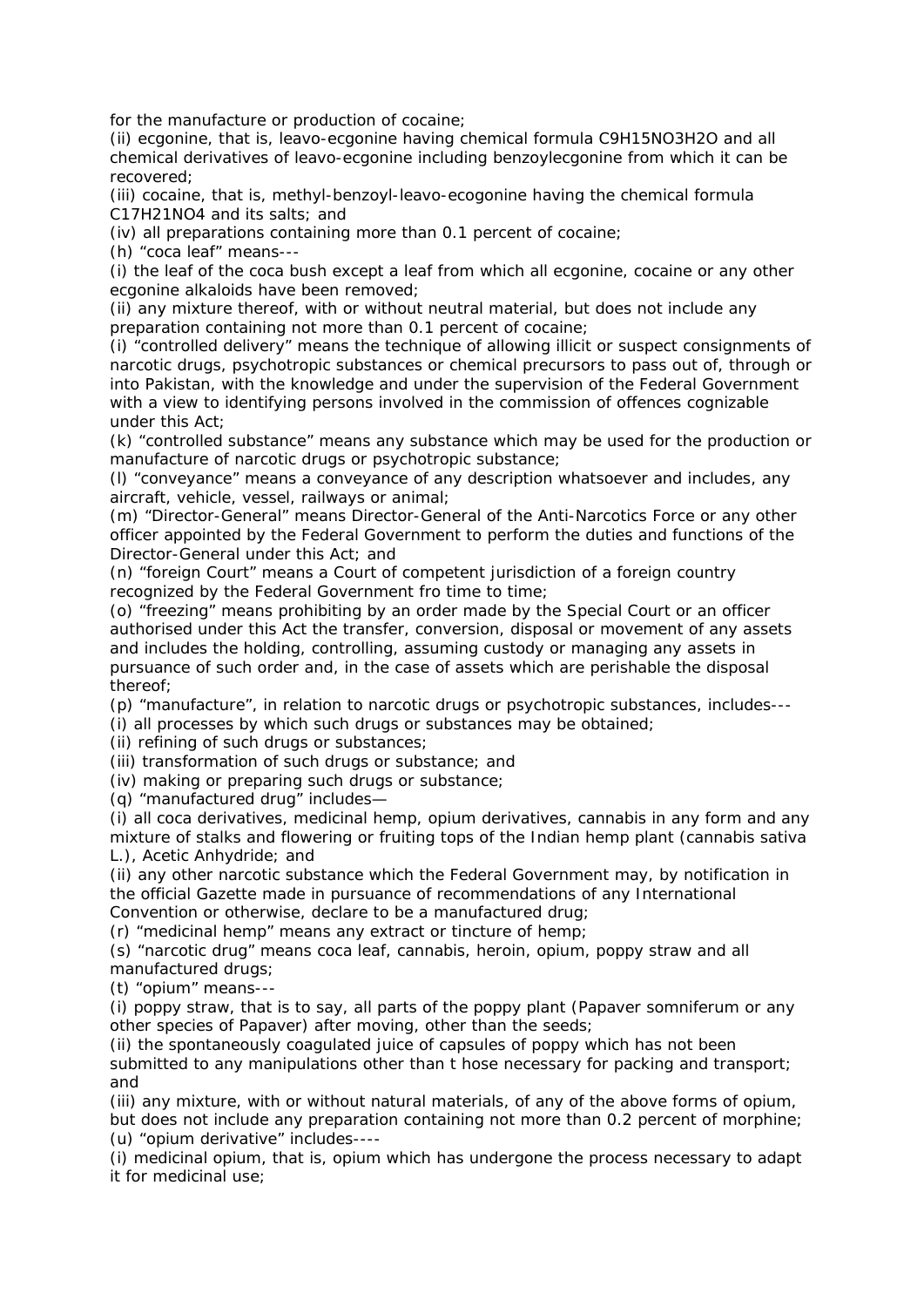for the manufacture or production of cocaine;

(ii) ecgonine, that is, leavo-ecgonine having chemical formula $C_9H_{15}NO_3H_2O$ and all chemical derivatives of leavo-ecgonine including benzoylecgonine from which it can be recovered;

(iii) cocaine, that is, methyl-benzoyl-leavo-ecogonine having the chemical formula $C_{17}H_{21}NO_4$ and its salts; and

(iv) all preparations containing more than 0.1 percent of cocaine;

(h) "coca leaf" means---

(i) the leaf of the coca bush except a leaf from which all ecgonine, cocaine or any other ecgonine alkaloids have been removed;

(ii) any mixture thereof, with or without neutral material, but does not include any preparation containing not more than 0.1 percent of cocaine;

(i) "controlled delivery" means the technique of allowing illicit or suspect consignments of narcotic drugs, psychotropic substances or chemical precursors to pass out of, through or into Pakistan, with the knowledge and under the supervision of the Federal Government with a view to identifying persons involved in the commission of offences cognizable under this Act;

(k) "controlled substance" means any substance which may be used for the production or manufacture of narcotic drugs or psychotropic substance;

(l) "conveyance" means a conveyance of any description whatsoever and includes, any aircraft, vehicle, vessel, railways or animal;

(m) "Director-General" means Director-General of the Anti-Narcotics Force or any other officer appointed by the Federal Government to perform the duties and functions of the Director-General under this Act; and

(n) "foreign Court" means a Court of competent jurisdiction of a foreign country recognized by the Federal Government fro time to time;

(o) "freezing" means prohibiting by an order made by the Special Court or an officer authorised under this Act the transfer, conversion, disposal or movement of any assets and includes the holding, controlling, assuming custody or managing any assets in pursuance of such order and, in the case of assets which are perishable the disposal thereof;

(p) "manufacture", in relation to narcotic drugs or psychotropic substances, includes---

(i) all processes by which such drugs or substances may be obtained;

(ii) refining of such drugs or substances;

(iii) transformation of such drugs or substance; and

(iv) making or preparing such drugs or substance;

(q) "manufactured drug" includes—

(i) all coca derivatives, medicinal hemp, opium derivatives, cannabis in any form and any mixture of stalks and flowering or fruiting tops of the Indian hemp plant (cannabis sativa L.), Acetic Anhydride; and

(ii) any other narcotic substance which the Federal Government may, by notification in the official Gazette made in pursuance of recommendations of any International Convention or otherwise, declare to be a manufactured drug;

(r) "medicinal hemp" means any extract or tincture of hemp;

(s) "narcotic drug" means coca leaf, cannabis, heroin, opium, poppy straw and all manufactured drugs;

(t) "opium" means---

(i) poppy straw, that is to say, all parts of the poppy plant (Papaver somniferum or any other species of Papaver) after moving, other than the seeds;

(ii) the spontaneously coagulated juice of capsules of poppy which has not been submitted to any manipulations other than t hose necessary for packing and transport; and

(iii) any mixture, with or without natural materials, of any of the above forms of opium, but does not include any preparation containing not more than 0.2 percent of morphine;

(u) "opium derivative" includes----

(i) medicinal opium, that is, opium which has undergone the process necessary to adapt it for medicinal use;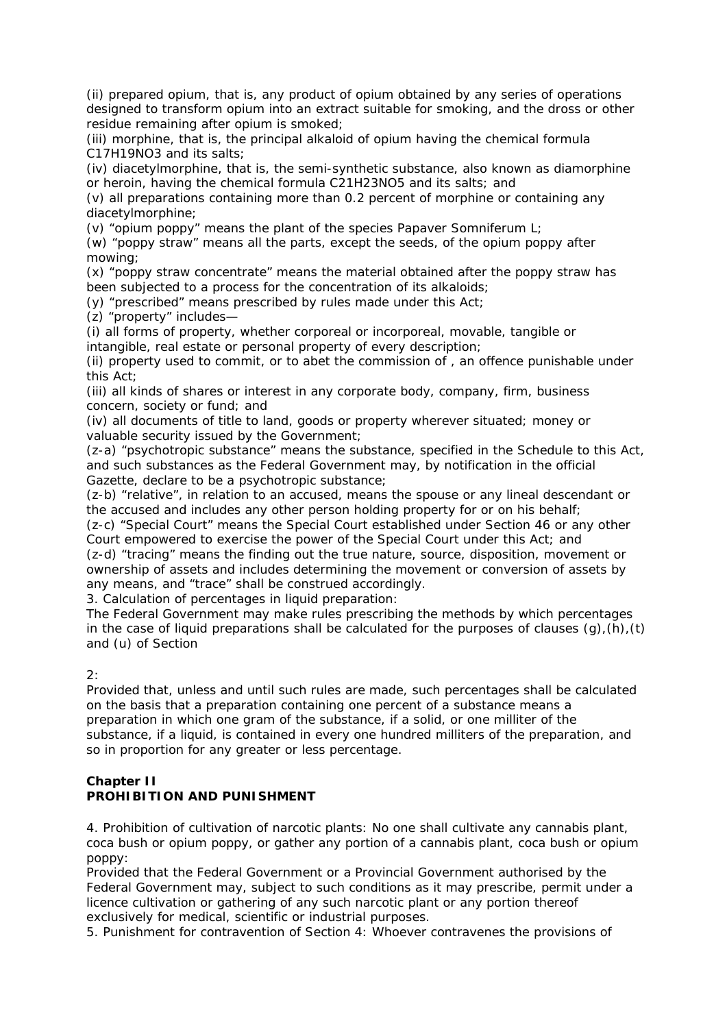(ii) prepared opium, that is, any product of opium obtained by any series of operations designed to transform opium into an extract suitable for smoking, and the dross or other residue remaining after opium is smoked;

(iii) morphine, that is, the principal alkaloid of opium having the chemical formula $C_{17}H_{19}NO_3$ and its salts;

(iv) diacetylmorphine, that is, the semi-synthetic substance, also known as diamorphine or heroin, having the chemical formula $C_{21}H_{23}NO_5$ and its salts; and

(v) all preparations containing more than 0.2 percent of morphine or containing any diacetylmorphine;

(v) "opium poppy" means the plant of the species Papaver Somniferum L;

(w) "poppy straw" means all the parts, except the seeds, of the opium poppy after mowing;

(x) "poppy straw concentrate" means the material obtained after the poppy straw has been subjected to a process for the concentration of its alkaloids;

(y) "prescribed" means prescribed by rules made under this Act;

(z) "property" includes—

(i) all forms of property, whether corporeal or incorporeal, movable, tangible or intangible, real estate or personal property of every description;

(ii) property used to commit, or to abet the commission of , an offence punishable under this Act;

(iii) all kinds of shares or interest in any corporate body, company, firm, business concern, society or fund; and

(iv) all documents of title to land, goods or property wherever situated; money or valuable security issued by the Government;

(z-a) "psychotropic substance" means the substance, specified in the Schedule to this Act, and such substances as the Federal Government may, by notification in the official Gazette, declare to be a psychotropic substance;

(z-b) "relative", in relation to an accused, means the spouse or any lineal descendant or the accused and includes any other person holding property for or on his behalf;

(z-c) "Special Court" means the Special Court established under Section 46 or any other Court empowered to exercise the power of the Special Court under this Act; and

(z-d) "tracing" means the finding out the true nature, source, disposition, movement or ownership of assets and includes determining the movement or conversion of assets by any means, and "trace" shall be construed accordingly.

3. Calculation of percentages in liquid preparation:

The Federal Government may make rules prescribing the methods by which percentages in the case of liquid preparations shall be calculated for the purposes of clauses (g),(h),(t) and (u) of Section

2:

Provided that, unless and until such rules are made, such percentages shall be calculated on the basis that a preparation containing one percent of a substance means a preparation in which one gram of the substance, if a solid, or one milliter of the substance, if a liquid, is contained in every one hundred milliters of the preparation, and so in proportion for any greater or less percentage.

## Chapter II
## PROHIBITION AND PUNISHMENT

4. Prohibition of cultivation of narcotic plants: No one shall cultivate any cannabis plant, coca bush or opium poppy, or gather any portion of a cannabis plant, coca bush or opium poppy:

Provided that the Federal Government or a Provincial Government authorised by the Federal Government may, subject to such conditions as it may prescribe, permit under a licence cultivation or gathering of any such narcotic plant or any portion thereof exclusively for medical, scientific or industrial purposes.

5. Punishment for contravention of Section 4: Whoever contravenes the provisions of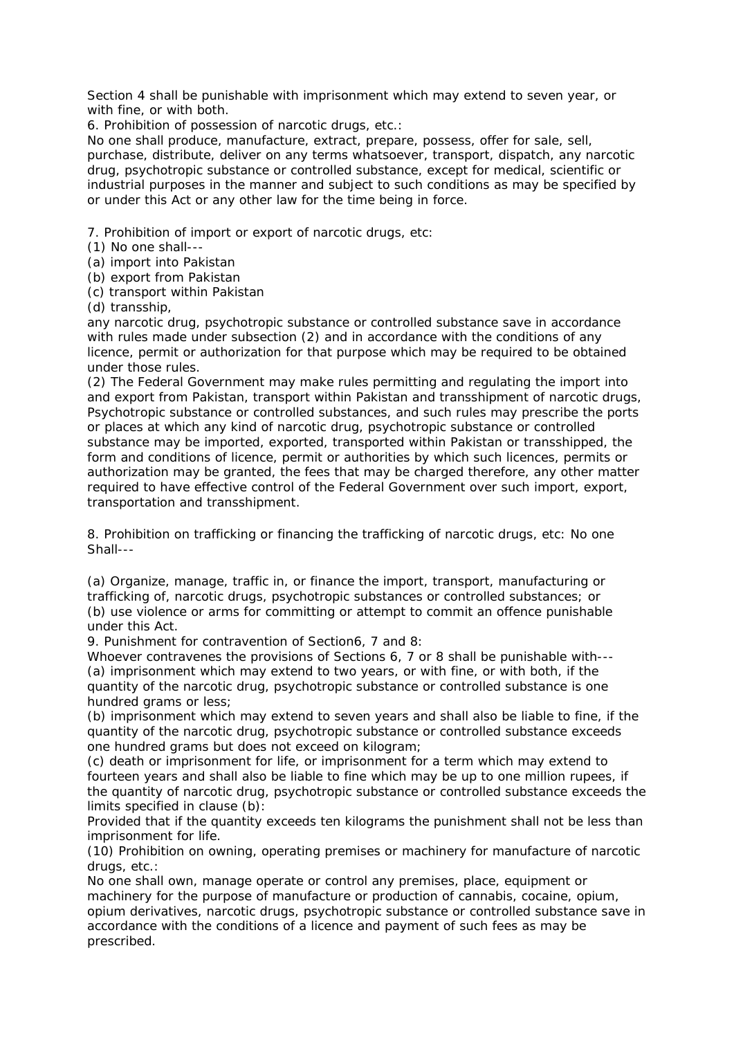Section 4 shall be punishable with imprisonment which may extend to seven year, or with fine, or with both.

6. Prohibition of possession of narcotic drugs, etc.:

No one shall produce, manufacture, extract, prepare, possess, offer for sale, sell, purchase, distribute, deliver on any terms whatsoever, transport, dispatch, any narcotic drug, psychotropic substance or controlled substance, except for medical, scientific or industrial purposes in the manner and subject to such conditions as may be specified by or under this Act or any other law for the time being in force.

7. Prohibition of import or export of narcotic drugs, etc:

(1) No one shall---

(a) import into Pakistan

(b) export from Pakistan

(c) transport within Pakistan

(d) transship,

any narcotic drug, psychotropic substance or controlled substance save in accordance with rules made under subsection (2) and in accordance with the conditions of any licence, permit or authorization for that purpose which may be required to be obtained under those rules.

(2) The Federal Government may make rules permitting and regulating the import into and export from Pakistan, transport within Pakistan and transshipment of narcotic drugs, Psychotropic substance or controlled substances, and such rules may prescribe the ports or places at which any kind of narcotic drug, psychotropic substance or controlled substance may be imported, exported, transported within Pakistan or transshipped, the form and conditions of licence, permit or authorities by which such licences, permits or authorization may be granted, the fees that may be charged therefore, any other matter required to have effective control of the Federal Government over such import, export, transportation and transshipment.

8. Prohibition on trafficking or financing the trafficking of narcotic drugs, etc: No one Shall---

(a) Organize, manage, traffic in, or finance the import, transport, manufacturing or trafficking of, narcotic drugs, psychotropic substances or controlled substances; or

(b) use violence or arms for committing or attempt to commit an offence punishable under this Act.

9. Punishment for contravention of Section6, 7 and 8:

Whoever contravenes the provisions of Sections 6, 7 or 8 shall be punishable with---

(a) imprisonment which may extend to two years, or with fine, or with both, if the quantity of the narcotic drug, psychotropic substance or controlled substance is one hundred grams or less;

(b) imprisonment which may extend to seven years and shall also be liable to fine, if the quantity of the narcotic drug, psychotropic substance or controlled substance exceeds one hundred grams but does not exceed on kilogram;

(c) death or imprisonment for life, or imprisonment for a term which may extend to fourteen years and shall also be liable to fine which may be up to one million rupees, if the quantity of narcotic drug, psychotropic substance or controlled substance exceeds the limits specified in clause (b):

Provided that if the quantity exceeds ten kilograms the punishment shall not be less than imprisonment for life.

(10) Prohibition on owning, operating premises or machinery for manufacture of narcotic drugs, etc.:

No one shall own, manage operate or control any premises, place, equipment or machinery for the purpose of manufacture or production of cannabis, cocaine, opium, opium derivatives, narcotic drugs, psychotropic substance or controlled substance save in accordance with the conditions of a licence and payment of such fees as may be prescribed.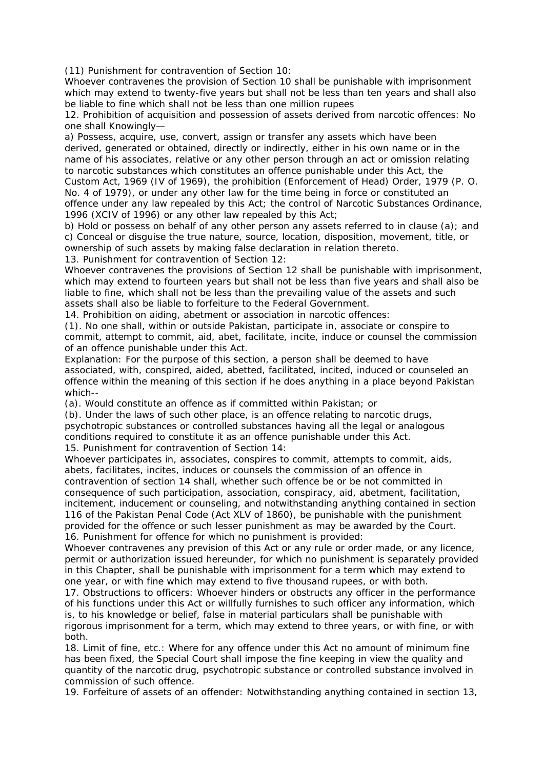(11) Punishment for contravention of Section 10:

Whoever contravenes the provision of Section 10 shall be punishable with imprisonment which may extend to twenty-five years but shall not be less than ten years and shall also be liable to fine which shall not be less than one million rupees

12. Prohibition of acquisition and possession of assets derived from narcotic offences: No one shall Knowingly—

a) Possess, acquire, use, convert, assign or transfer any assets which have been derived, generated or obtained, directly or indirectly, either in his own name or in the name of his associates, relative or any other person through an act or omission relating to narcotic substances which constitutes an offence punishable under this Act, the Custom Act, 1969 (IV of 1969), the prohibition (Enforcement of Head) Order, 1979 (P. O. No. 4 of 1979), or under any other law for the time being in force or constituted an offence under any law repealed by this Act; the control of Narcotic Substances Ordinance, 1996 (XCIV of 1996) or any other law repealed by this Act;

b) Hold or possess on behalf of any other person any assets referred to in clause (a); and

c) Conceal or disguise the true nature, source, location, disposition, movement, title, or ownership of such assets by making false declaration in relation thereto.

13. Punishment for contravention of Section 12:

Whoever contravenes the provisions of Section 12 shall be punishable with imprisonment, which may extend to fourteen years but shall not be less than five years and shall also be liable to fine, which shall not be less than the prevailing value of the assets and such assets shall also be liable to forfeiture to the Federal Government.

14. Prohibition on aiding, abetment or association in narcotic offences:

(1). No one shall, within or outside Pakistan, participate in, associate or conspire to commit, attempt to commit, aid, abet, facilitate, incite, induce or counsel the commission of an offence punishable under this Act.

Explanation: For the purpose of this section, a person shall be deemed to have associated, with, conspired, aided, abetted, facilitated, incited, induced or counseled an offence within the meaning of this section if he does anything in a place beyond Pakistan which--

(a). Would constitute an offence as if committed within Pakistan; or

(b). Under the laws of such other place, is an offence relating to narcotic drugs, psychotropic substances or controlled substances having all the legal or analogous conditions required to constitute it as an offence punishable under this Act.

15. Punishment for contravention of Section 14:

Whoever participates in, associates, conspires to commit, attempts to commit, aids, abets, facilitates, incites, induces or counsels the commission of an offence in contravention of section 14 shall, whether such offence be or be not committed in consequence of such participation, association, conspiracy, aid, abetment, facilitation, incitement, inducement or counseling, and notwithstanding anything contained in section 116 of the Pakistan Penal Code (Act XLV of 1860), be punishable with the punishment provided for the offence or such lesser punishment as may be awarded by the Court.

16. Punishment for offence for which no punishment is provided:

Whoever contravenes any prevision of this Act or any rule or order made, or any licence, permit or authorization issued hereunder, for which no punishment is separately provided in this Chapter, shall be punishable with imprisonment for a term which may extend to one year, or with fine which may extend to five thousand rupees, or with both.

17. Obstructions to officers: Whoever hinders or obstructs any officer in the performance of his functions under this Act or willfully furnishes to such officer any information, which is, to his knowledge or belief, false in material particulars shall be punishable with rigorous imprisonment for a term, which may extend to three years, or with fine, or with both.

18. Limit of fine, etc.: Where for any offence under this Act no amount of minimum fine has been fixed, the Special Court shall impose the fine keeping in view the quality and quantity of the narcotic drug, psychotropic substance or controlled substance involved in commission of such offence.

19. Forfeiture of assets of an offender: Notwithstanding anything contained in section 13,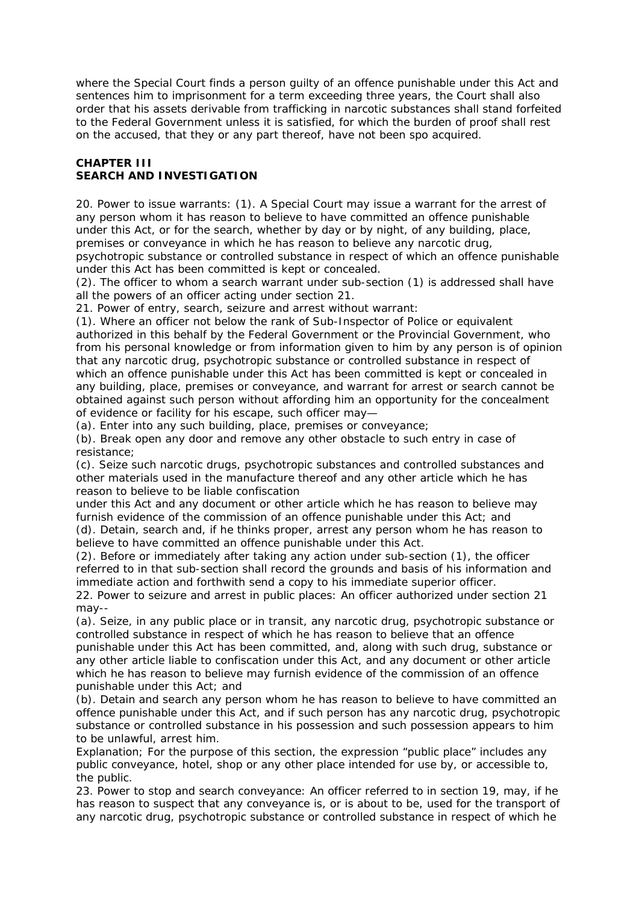where the Special Court finds a person guilty of an offence punishable under this Act and sentences him to imprisonment for a term exceeding three years, the Court shall also order that his assets derivable from trafficking in narcotic substances shall stand forfeited to the Federal Government unless it is satisfied, for which the burden of proof shall rest on the accused, that they or any part thereof, have not been spo acquired.

## CHAPTER III
## SEARCH AND INVESTIGATION

20. Power to issue warrants: (1). A Special Court may issue a warrant for the arrest of any person whom it has reason to believe to have committed an offence punishable under this Act, or for the search, whether by day or by night, of any building, place, premises or conveyance in which he has reason to believe any narcotic drug, psychotropic substance or controlled substance in respect of which an offence punishable under this Act has been committed is kept or concealed.

(2). The officer to whom a search warrant under sub-section (1) is addressed shall have all the powers of an officer acting under section 21.

21. Power of entry, search, seizure and arrest without warrant:

(1). Where an officer not below the rank of Sub-Inspector of Police or equivalent authorized in this behalf by the Federal Government or the Provincial Government, who from his personal knowledge or from information given to him by any person is of opinion that any narcotic drug, psychotropic substance or controlled substance in respect of which an offence punishable under this Act has been committed is kept or concealed in any building, place, premises or conveyance, and warrant for arrest or search cannot be obtained against such person without affording him an opportunity for the concealment of evidence or facility for his escape, such officer may—

(a). Enter into any such building, place, premises or conveyance;

(b). Break open any door and remove any other obstacle to such entry in case of resistance;

(c). Seize such narcotic drugs, psychotropic substances and controlled substances and other materials used in the manufacture thereof and any other article which he has reason to believe to be liable confiscation under this Act and any document or other article which he has reason to believe may furnish evidence of the commission of an offence punishable under this Act; and

(d). Detain, search and, if he thinks proper, arrest any person whom he has reason to believe to have committed an offence punishable under this Act.

(2). Before or immediately after taking any action under sub-section (1), the officer referred to in that sub-section shall record the grounds and basis of his information and immediate action and forthwith send a copy to his immediate superior officer.

22. Power to seizure and arrest in public places: An officer authorized under section 21 may--

(a). Seize, in any public place or in transit, any narcotic drug, psychotropic substance or controlled substance in respect of which he has reason to believe that an offence punishable under this Act has been committed, and, along with such drug, substance or any other article liable to confiscation under this Act, and any document or other article which he has reason to believe may furnish evidence of the commission of an offence punishable under this Act; and

(b). Detain and search any person whom he has reason to believe to have committed an offence punishable under this Act, and if such person has any narcotic drug, psychotropic substance or controlled substance in his possession and such possession appears to him to be unlawful, arrest him.

Explanation; For the purpose of this section, the expression "public place" includes any public conveyance, hotel, shop or any other place intended for use by, or accessible to, the public.

23. Power to stop and search conveyance: An officer referred to in section 19, may, if he has reason to suspect that any conveyance is, or is about to be, used for the transport of any narcotic drug, psychotropic substance or controlled substance in respect of which he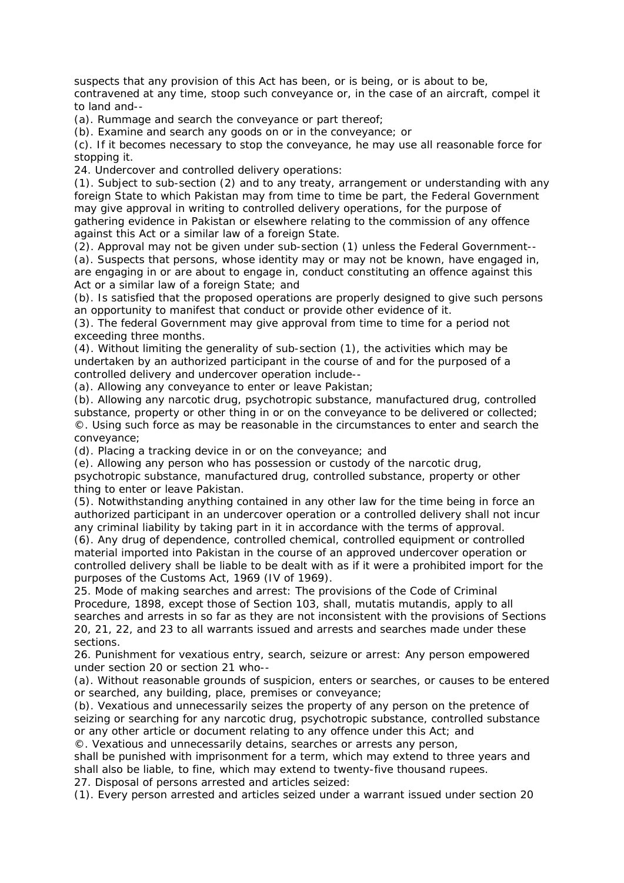suspects that any provision of this Act has been, or is being, or is about to be, contravened at any time, stoop such conveyance or, in the case of an aircraft, compel it to land and--

(a). Rummage and search the conveyance or part thereof;

(b). Examine and search any goods on or in the conveyance; or

(c). If it becomes necessary to stop the conveyance, he may use all reasonable force for stopping it.

24. Undercover and controlled delivery operations:

(1). Subject to sub-section (2) and to any treaty, arrangement or understanding with any foreign State to which Pakistan may from time to time be part, the Federal Government may give approval in writing to controlled delivery operations, for the purpose of gathering evidence in Pakistan or elsewhere relating to the commission of any offence against this Act or a similar law of a foreign State.

(2). Approval may not be given under sub-section (1) unless the Federal Government--

(a). Suspects that persons, whose identity may or may not be known, have engaged in, are engaging in or are about to engage in, conduct constituting an offence against this Act or a similar law of a foreign State; and

(b). Is satisfied that the proposed operations are properly designed to give such persons an opportunity to manifest that conduct or provide other evidence of it.

(3). The federal Government may give approval from time to time for a period not exceeding three months.

(4). Without limiting the generality of sub-section (1), the activities which may be undertaken by an authorized participant in the course of and for the purposed of a controlled delivery and undercover operation include--

(a). Allowing any conveyance to enter or leave Pakistan;

(b). Allowing any narcotic drug, psychotropic substance, manufactured drug, controlled substance, property or other thing in or on the conveyance to be delivered or collected;

©. Using such force as may be reasonable in the circumstances to enter and search the conveyance;

(d). Placing a tracking device in or on the conveyance; and

(e). Allowing any person who has possession or custody of the narcotic drug, psychotropic substance, manufactured drug, controlled substance, property or other thing to enter or leave Pakistan.

(5). Notwithstanding anything contained in any other law for the time being in force an authorized participant in an undercover operation or a controlled delivery shall not incur any criminal liability by taking part in it in accordance with the terms of approval.

(6). Any drug of dependence, controlled chemical, controlled equipment or controlled material imported into Pakistan in the course of an approved undercover operation or controlled delivery shall be liable to be dealt with as if it were a prohibited import for the purposes of the Customs Act, 1969 (IV of 1969).

25. Mode of making searches and arrest: The provisions of the Code of Criminal Procedure, 1898, except those of Section 103, shall, mutatis mutandis, apply to all searches and arrests in so far as they are not inconsistent with the provisions of Sections 20, 21, 22, and 23 to all warrants issued and arrests and searches made under these sections.

26. Punishment for vexatious entry, search, seizure or arrest: Any person empowered under section 20 or section 21 who--

(a). Without reasonable grounds of suspicion, enters or searches, or causes to be entered or searched, any building, place, premises or conveyance;

(b). Vexatious and unnecessarily seizes the property of any person on the pretence of seizing or searching for any narcotic drug, psychotropic substance, controlled substance or any other article or document relating to any offence under this Act; and

©. Vexatious and unnecessarily detains, searches or arrests any person,

shall be punished with imprisonment for a term, which may extend to three years and shall also be liable, to fine, which may extend to twenty-five thousand rupees.

27. Disposal of persons arrested and articles seized:

(1). Every person arrested and articles seized under a warrant issued under section 20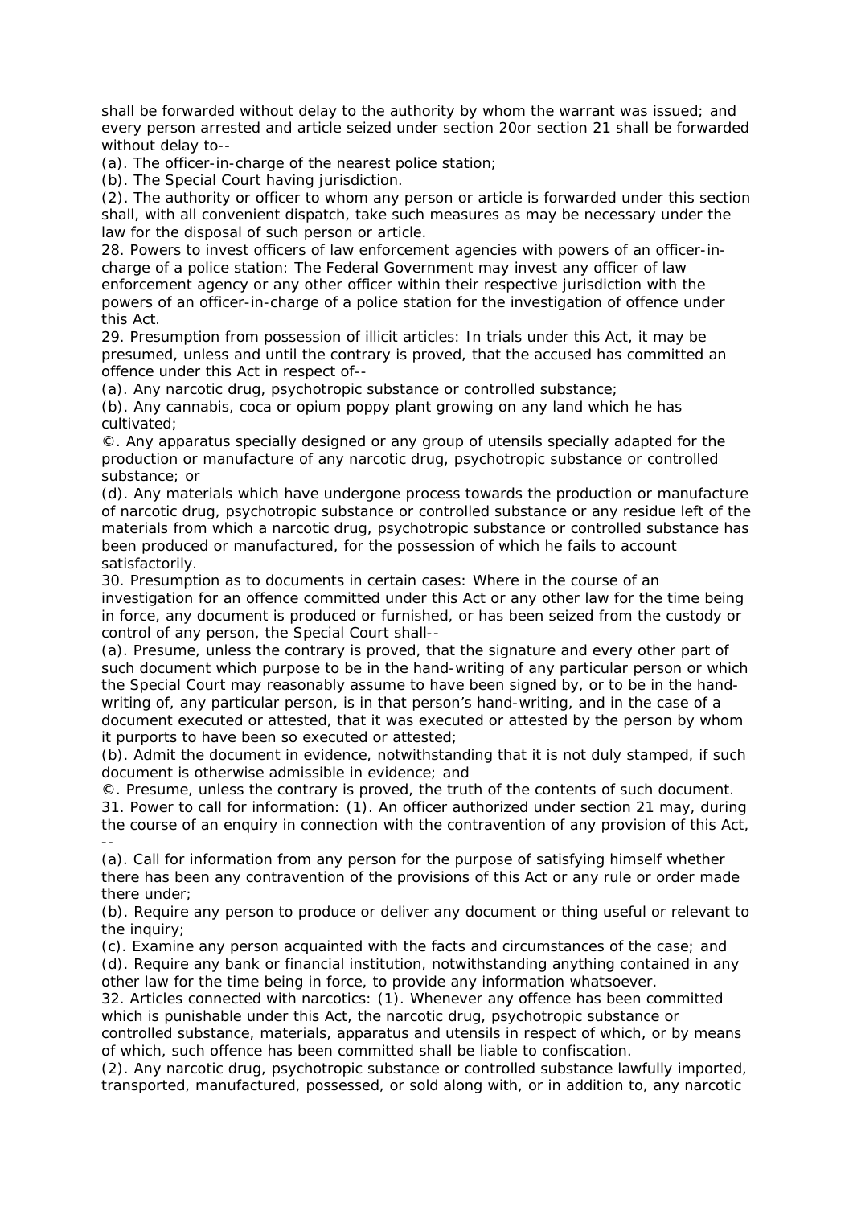shall be forwarded without delay to the authority by whom the warrant was issued; and every person arrested and article seized under section 20or section 21 shall be forwarded without delay to--

(a). The officer-in-charge of the nearest police station;

(b). The Special Court having jurisdiction.

(2). The authority or officer to whom any person or article is forwarded under this section shall, with all convenient dispatch, take such measures as may be necessary under the law for the disposal of such person or article.

28. Powers to invest officers of law enforcement agencies with powers of an officer-in-charge of a police station: The Federal Government may invest any officer of law enforcement agency or any other officer within their respective jurisdiction with the powers of an officer-in-charge of a police station for the investigation of offence under this Act.

29. Presumption from possession of illicit articles: In trials under this Act, it may be presumed, unless and until the contrary is proved, that the accused has committed an offence under this Act in respect of--

(a). Any narcotic drug, psychotropic substance or controlled substance;

(b). Any cannabis, coca or opium poppy plant growing on any land which he has cultivated;

©. Any apparatus specially designed or any group of utensils specially adapted for the production or manufacture of any narcotic drug, psychotropic substance or controlled substance; or

(d). Any materials which have undergone process towards the production or manufacture of narcotic drug, psychotropic substance or controlled substance or any residue left of the materials from which a narcotic drug, psychotropic substance or controlled substance has been produced or manufactured, for the possession of which he fails to account satisfactorily.

30. Presumption as to documents in certain cases: Where in the course of an investigation for an offence committed under this Act or any other law for the time being in force, any document is produced or furnished, or has been seized from the custody or control of any person, the Special Court shall--

(a). Presume, unless the contrary is proved, that the signature and every other part of such document which purpose to be in the hand-writing of any particular person or which the Special Court may reasonably assume to have been signed by, or to be in the hand-writing of, any particular person, is in that person's hand-writing, and in the case of a document executed or attested, that it was executed or attested by the person by whom it purports to have been so executed or attested;

(b). Admit the document in evidence, notwithstanding that it is not duly stamped, if such document is otherwise admissible in evidence; and

©. Presume, unless the contrary is proved, the truth of the contents of such document.

31. Power to call for information: (1). An officer authorized under section 21 may, during the course of an enquiry in connection with the contravention of any provision of this Act, --

(a). Call for information from any person for the purpose of satisfying himself whether there has been any contravention of the provisions of this Act or any rule or order made there under;

(b). Require any person to produce or deliver any document or thing useful or relevant to the inquiry;

(c). Examine any person acquainted with the facts and circumstances of the case; and

(d). Require any bank or financial institution, notwithstanding anything contained in any other law for the time being in force, to provide any information whatsoever.

32. Articles connected with narcotics: (1). Whenever any offence has been committed which is punishable under this Act, the narcotic drug, psychotropic substance or controlled substance, materials, apparatus and utensils in respect of which, or by means of which, such offence has been committed shall be liable to confiscation.

(2). Any narcotic drug, psychotropic substance or controlled substance lawfully imported, transported, manufactured, possessed, or sold along with, or in addition to, any narcotic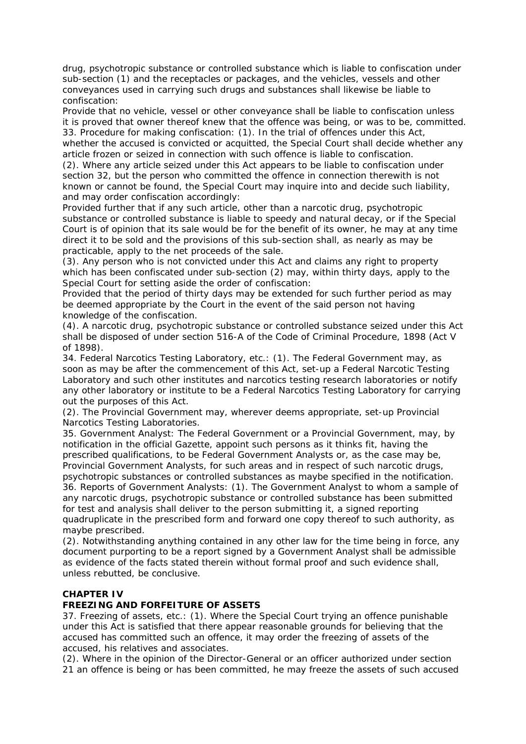drug, psychotropic substance or controlled substance which is liable to confiscation under sub-section (1) and the receptacles or packages, and the vehicles, vessels and other conveyances used in carrying such drugs and substances shall likewise be liable to confiscation:

Provide that no vehicle, vessel or other conveyance shall be liable to confiscation unless it is proved that owner thereof knew that the offence was being, or was to be, committed.

33. Procedure for making confiscation: (1). In the trial of offences under this Act, whether the accused is convicted or acquitted, the Special Court shall decide whether any article frozen or seized in connection with such offence is liable to confiscation.

(2). Where any article seized under this Act appears to be liable to confiscation under section 32, but the person who committed the offence in connection therewith is not known or cannot be found, the Special Court may inquire into and decide such liability, and may order confiscation accordingly:

Provided further that if any such article, other than a narcotic drug, psychotropic substance or controlled substance is liable to speedy and natural decay, or if the Special Court is of opinion that its sale would be for the benefit of its owner, he may at any time direct it to be sold and the provisions of this sub-section shall, as nearly as may be practicable, apply to the net proceeds of the sale.

(3). Any person who is not convicted under this Act and claims any right to property which has been confiscated under sub-section (2) may, within thirty days, apply to the Special Court for setting aside the order of confiscation:

Provided that the period of thirty days may be extended for such further period as may be deemed appropriate by the Court in the event of the said person not having knowledge of the confiscation.

(4). A narcotic drug, psychotropic substance or controlled substance seized under this Act shall be disposed of under section 516-A of the Code of Criminal Procedure, 1898 (Act V of 1898).

34. Federal Narcotics Testing Laboratory, etc.: (1). The Federal Government may, as soon as may be after the commencement of this Act, set-up a Federal Narcotic Testing Laboratory and such other institutes and narcotics testing research laboratories or notify any other laboratory or institute to be a Federal Narcotics Testing Laboratory for carrying out the purposes of this Act.

(2). The Provincial Government may, wherever deems appropriate, set-up Provincial Narcotics Testing Laboratories.

35. Government Analyst: The Federal Government or a Provincial Government, may, by notification in the official Gazette, appoint such persons as it thinks fit, having the prescribed qualifications, to be Federal Government Analysts or, as the case may be, Provincial Government Analysts, for such areas and in respect of such narcotic drugs, psychotropic substances or controlled substances as maybe specified in the notification.

36. Reports of Government Analysts: (1). The Government Analyst to whom a sample of any narcotic drugs, psychotropic substance or controlled substance has been submitted for test and analysis shall deliver to the person submitting it, a signed reporting quadruplicate in the prescribed form and forward one copy thereof to such authority, as maybe prescribed.

(2). Notwithstanding anything contained in any other law for the time being in force, any document purporting to be a report signed by a Government Analyst shall be admissible as evidence of the facts stated therein without formal proof and such evidence shall, unless rebutted, be conclusive.

## CHAPTER IV
## FREEZING AND FORFEITURE OF ASSETS

37. Freezing of assets, etc.: (1). Where the Special Court trying an offence punishable under this Act is satisfied that there appear reasonable grounds for believing that the accused has committed such an offence, it may order the freezing of assets of the accused, his relatives and associates.

(2). Where in the opinion of the Director-General or an officer authorized under section 21 an offence is being or has been committed, he may freeze the assets of such accused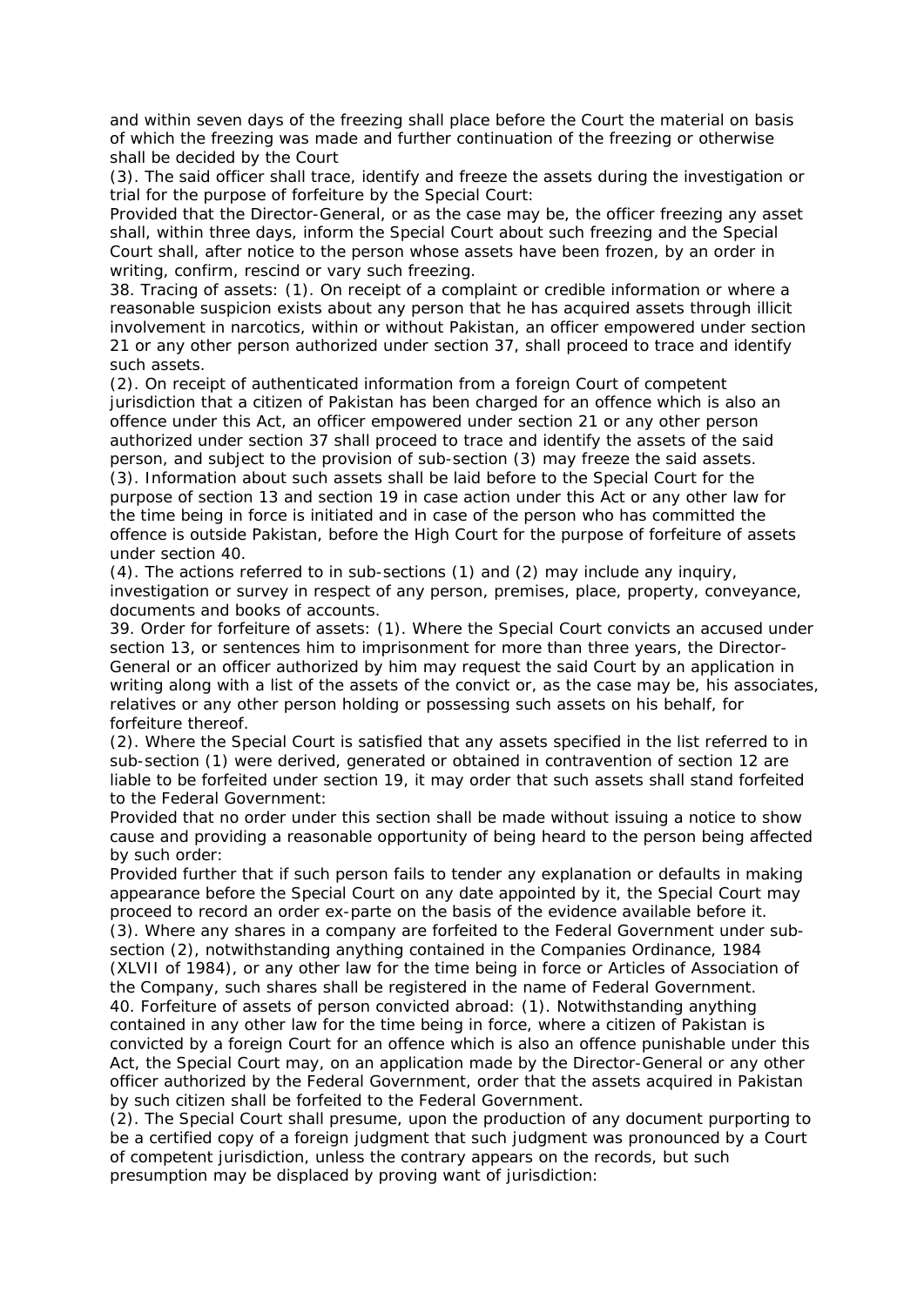and within seven days of the freezing shall place before the Court the material on basis of which the freezing was made and further continuation of the freezing or otherwise shall be decided by the Court

(3). The said officer shall trace, identify and freeze the assets during the investigation or trial for the purpose of forfeiture by the Special Court:

Provided that the Director-General, or as the case may be, the officer freezing any asset shall, within three days, inform the Special Court about such freezing and the Special Court shall, after notice to the person whose assets have been frozen, by an order in writing, confirm, rescind or vary such freezing.

38. Tracing of assets: (1). On receipt of a complaint or credible information or where a reasonable suspicion exists about any person that he has acquired assets through illicit involvement in narcotics, within or without Pakistan, an officer empowered under section 21 or any other person authorized under section 37, shall proceed to trace and identify such assets.

(2). On receipt of authenticated information from a foreign Court of competent jurisdiction that a citizen of Pakistan has been charged for an offence which is also an offence under this Act, an officer empowered under section 21 or any other person authorized under section 37 shall proceed to trace and identify the assets of the said person, and subject to the provision of sub-section (3) may freeze the said assets.

(3). Information about such assets shall be laid before to the Special Court for the purpose of section 13 and section 19 in case action under this Act or any other law for the time being in force is initiated and in case of the person who has committed the offence is outside Pakistan, before the High Court for the purpose of forfeiture of assets under section 40.

(4). The actions referred to in sub-sections (1) and (2) may include any inquiry, investigation or survey in respect of any person, premises, place, property, conveyance, documents and books of accounts.

39. Order for forfeiture of assets: (1). Where the Special Court convicts an accused under section 13, or sentences him to imprisonment for more than three years, the Director-General or an officer authorized by him may request the said Court by an application in writing along with a list of the assets of the convict or, as the case may be, his associates, relatives or any other person holding or possessing such assets on his behalf, for forfeiture thereof.

(2). Where the Special Court is satisfied that any assets specified in the list referred to in sub-section (1) were derived, generated or obtained in contravention of section 12 are liable to be forfeited under section 19, it may order that such assets shall stand forfeited to the Federal Government:

Provided that no order under this section shall be made without issuing a notice to show cause and providing a reasonable opportunity of being heard to the person being affected by such order:

Provided further that if such person fails to tender any explanation or defaults in making appearance before the Special Court on any date appointed by it, the Special Court may proceed to record an order ex-parte on the basis of the evidence available before it.

(3). Where any shares in a company are forfeited to the Federal Government under sub-section (2), notwithstanding anything contained in the Companies Ordinance, 1984 (XLVII of 1984), or any other law for the time being in force or Articles of Association of the Company, such shares shall be registered in the name of Federal Government.

40. Forfeiture of assets of person convicted abroad: (1). Notwithstanding anything contained in any other law for the time being in force, where a citizen of Pakistan is convicted by a foreign Court for an offence which is also an offence punishable under this Act, the Special Court may, on an application made by the Director-General or any other officer authorized by the Federal Government, order that the assets acquired in Pakistan by such citizen shall be forfeited to the Federal Government.

(2). The Special Court shall presume, upon the production of any document purporting to be a certified copy of a foreign judgment that such judgment was pronounced by a Court of competent jurisdiction, unless the contrary appears on the records, but such presumption may be displaced by proving want of jurisdiction: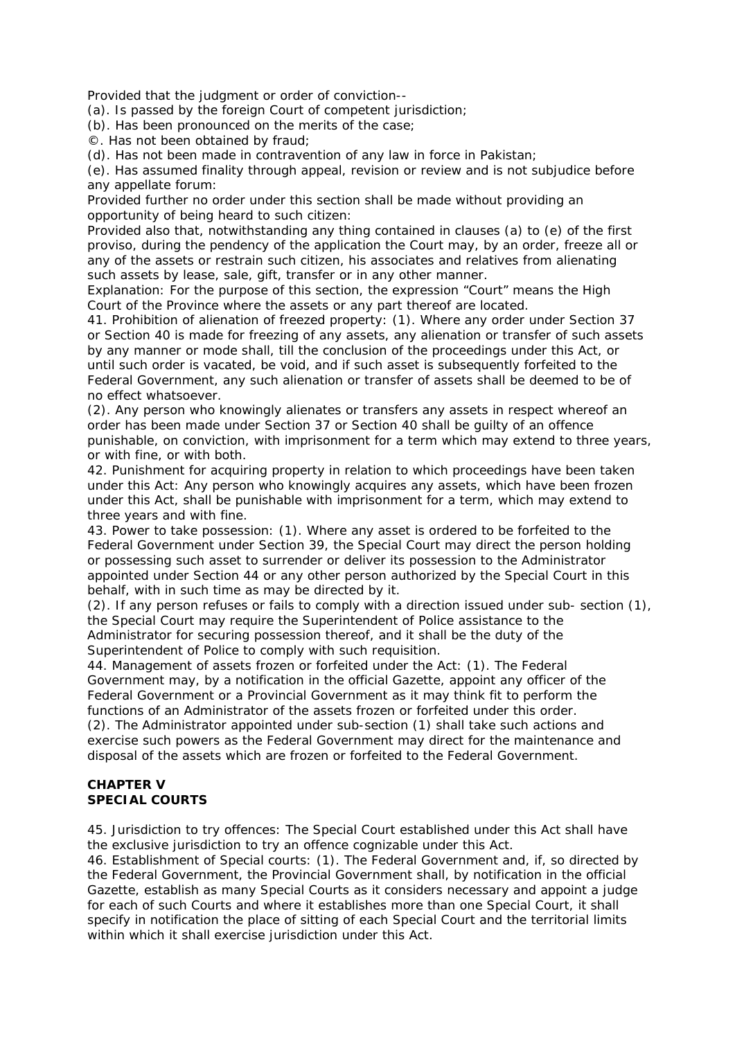Provided that the judgment or order of conviction--

(a). Is passed by the foreign Court of competent jurisdiction;

(b). Has been pronounced on the merits of the case;

©. Has not been obtained by fraud;

(d). Has not been made in contravention of any law in force in Pakistan;

(e). Has assumed finality through appeal, revision or review and is not subjudice before any appellate forum:

Provided further no order under this section shall be made without providing an opportunity of being heard to such citizen:

Provided also that, notwithstanding any thing contained in clauses (a) to (e) of the first proviso, during the pendency of the application the Court may, by an order, freeze all or any of the assets or restrain such citizen, his associates and relatives from alienating such assets by lease, sale, gift, transfer or in any other manner.

Explanation: For the purpose of this section, the expression "Court" means the High Court of the Province where the assets or any part thereof are located.

41. Prohibition of alienation of freezed property: (1). Where any order under Section 37 or Section 40 is made for freezing of any assets, any alienation or transfer of such assets by any manner or mode shall, till the conclusion of the proceedings under this Act, or until such order is vacated, be void, and if such asset is subsequently forfeited to the Federal Government, any such alienation or transfer of assets shall be deemed to be of no effect whatsoever.

(2). Any person who knowingly alienates or transfers any assets in respect whereof an order has been made under Section 37 or Section 40 shall be guilty of an offence punishable, on conviction, with imprisonment for a term which may extend to three years, or with fine, or with both.

42. Punishment for acquiring property in relation to which proceedings have been taken under this Act: Any person who knowingly acquires any assets, which have been frozen under this Act, shall be punishable with imprisonment for a term, which may extend to three years and with fine.

43. Power to take possession: (1). Where any asset is ordered to be forfeited to the Federal Government under Section 39, the Special Court may direct the person holding or possessing such asset to surrender or deliver its possession to the Administrator appointed under Section 44 or any other person authorized by the Special Court in this behalf, with in such time as may be directed by it.

(2). If any person refuses or fails to comply with a direction issued under sub- section (1), the Special Court may require the Superintendent of Police assistance to the Administrator for securing possession thereof, and it shall be the duty of the Superintendent of Police to comply with such requisition.

44. Management of assets frozen or forfeited under the Act: (1). The Federal Government may, by a notification in the official Gazette, appoint any officer of the Federal Government or a Provincial Government as it may think fit to perform the functions of an Administrator of the assets frozen or forfeited under this order.

(2). The Administrator appointed under sub-section (1) shall take such actions and exercise such powers as the Federal Government may direct for the maintenance and disposal of the assets which are frozen or forfeited to the Federal Government.

## CHAPTER V
## SPECIAL COURTS

45. Jurisdiction to try offences: The Special Court established under this Act shall have the exclusive jurisdiction to try an offence cognizable under this Act.

46. Establishment of Special courts: (1). The Federal Government and, if, so directed by the Federal Government, the Provincial Government shall, by notification in the official Gazette, establish as many Special Courts as it considers necessary and appoint a judge for each of such Courts and where it establishes more than one Special Court, it shall specify in notification the place of sitting of each Special Court and the territorial limits within which it shall exercise jurisdiction under this Act.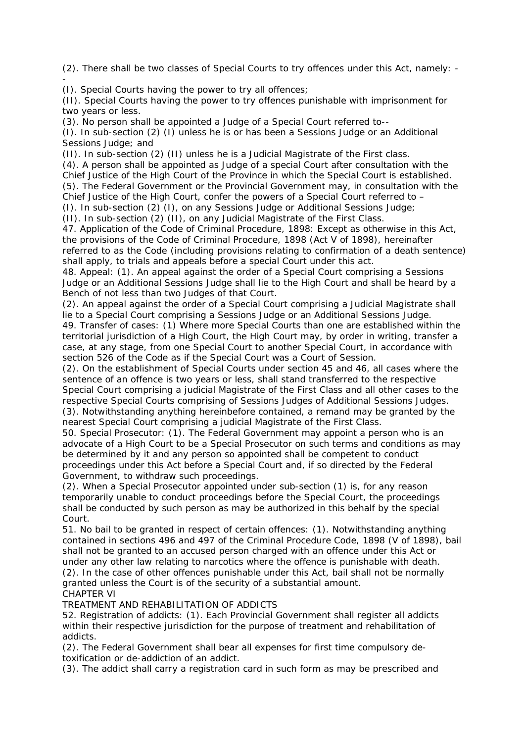(2). There shall be two classes of Special Courts to try offences under this Act, namely: --

(I). Special Courts having the power to try all offences;

(II). Special Courts having the power to try offences punishable with imprisonment for two years or less.

(3). No person shall be appointed a Judge of a Special Court referred to--

(I). In sub-section (2) (I) unless he is or has been a Sessions Judge or an Additional Sessions Judge; and

(II). In sub-section (2) (II) unless he is a Judicial Magistrate of the First class.

(4). A person shall be appointed as Judge of a special Court after consultation with the Chief Justice of the High Court of the Province in which the Special Court is established.

(5). The Federal Government or the Provincial Government may, in consultation with the Chief Justice of the High Court, confer the powers of a Special Court referred to –

(I). In sub-section (2) (I), on any Sessions Judge or Additional Sessions Judge;

(II). In sub-section (2) (II), on any Judicial Magistrate of the First Class.

47. Application of the Code of Criminal Procedure, 1898: Except as otherwise in this Act, the provisions of the Code of Criminal Procedure, 1898 (Act V of 1898), hereinafter referred to as the Code (including provisions relating to confirmation of a death sentence) shall apply, to trials and appeals before a special Court under this act.

48. Appeal: (1). An appeal against the order of a Special Court comprising a Sessions Judge or an Additional Sessions Judge shall lie to the High Court and shall be heard by a Bench of not less than two Judges of that Court.

(2). An appeal against the order of a Special Court comprising a Judicial Magistrate shall lie to a Special Court comprising a Sessions Judge or an Additional Sessions Judge.

49. Transfer of cases: (1) Where more Special Courts than one are established within the territorial jurisdiction of a High Court, the High Court may, by order in writing, transfer a case, at any stage, from one Special Court to another Special Court, in accordance with section 526 of the Code as if the Special Court was a Court of Session.

(2). On the establishment of Special Courts under section 45 and 46, all cases where the sentence of an offence is two years or less, shall stand transferred to the respective Special Court comprising a judicial Magistrate of the First Class and all other cases to the respective Special Courts comprising of Sessions Judges of Additional Sessions Judges.

(3). Notwithstanding anything hereinbefore contained, a remand may be granted by the nearest Special Court comprising a judicial Magistrate of the First Class.

50. Special Prosecutor: (1). The Federal Government may appoint a person who is an advocate of a High Court to be a Special Prosecutor on such terms and conditions as may be determined by it and any person so appointed shall be competent to conduct proceedings under this Act before a Special Court and, if so directed by the Federal Government, to withdraw such proceedings.

(2). When a Special Prosecutor appointed under sub-section (1) is, for any reason temporarily unable to conduct proceedings before the Special Court, the proceedings shall be conducted by such person as may be authorized in this behalf by the special Court.

51. No bail to be granted in respect of certain offences: (1). Notwithstanding anything contained in sections 496 and 497 of the Criminal Procedure Code, 1898 (V of 1898), bail shall not be granted to an accused person charged with an offence under this Act or under any other law relating to narcotics where the offence is punishable with death.

(2). In the case of other offences punishable under this Act, bail shall not be normally granted unless the Court is of the security of a substantial amount.

CHAPTER VI

TREATMENT AND REHABILITATION OF ADDICTS

52. Registration of addicts: (1). Each Provincial Government shall register all addicts within their respective jurisdiction for the purpose of treatment and rehabilitation of addicts.

(2). The Federal Government shall bear all expenses for first time compulsory de-toxification or de-addiction of an addict.

(3). The addict shall carry a registration card in such form as may be prescribed and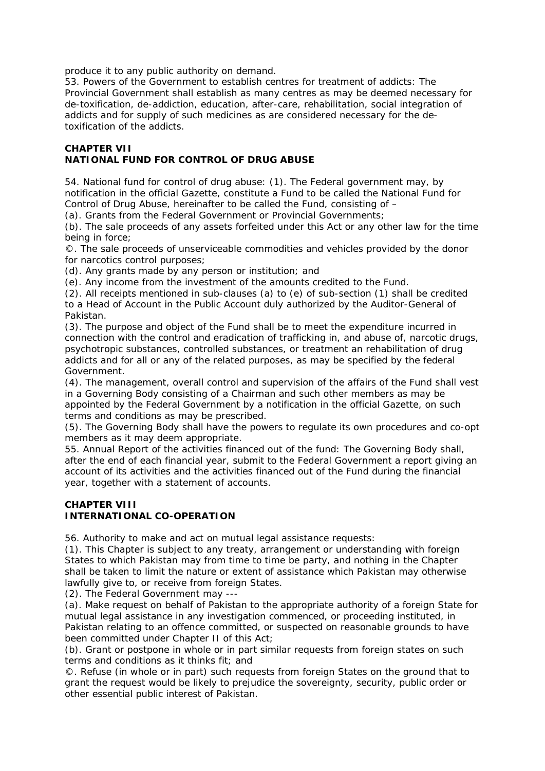produce it to any public authority on demand.

53. Powers of the Government to establish centres for treatment of addicts: The Provincial Government shall establish as many centres as may be deemed necessary for de-toxification, de-addiction, education, after-care, rehabilitation, social integration of addicts and for supply of such medicines as are considered necessary for the de-toxification of the addicts.

## CHAPTER VII
## NATIONAL FUND FOR CONTROL OF DRUG ABUSE

54. National fund for control of drug abuse: (1). The Federal government may, by notification in the official Gazette, constitute a Fund to be called the National Fund for Control of Drug Abuse, hereinafter to be called the Fund, consisting of –

(a). Grants from the Federal Government or Provincial Governments;

(b). The sale proceeds of any assets forfeited under this Act or any other law for the time being in force;

©. The sale proceeds of unserviceable commodities and vehicles provided by the donor for narcotics control purposes;

(d). Any grants made by any person or institution; and

(e). Any income from the investment of the amounts credited to the Fund.

(2). All receipts mentioned in sub-clauses (a) to (e) of sub-section (1) shall be credited to a Head of Account in the Public Account duly authorized by the Auditor-General of Pakistan.

(3). The purpose and object of the Fund shall be to meet the expenditure incurred in connection with the control and eradication of trafficking in, and abuse of, narcotic drugs, psychotropic substances, controlled substances, or treatment an rehabilitation of drug addicts and for all or any of the related purposes, as may be specified by the federal Government.

(4). The management, overall control and supervision of the affairs of the Fund shall vest in a Governing Body consisting of a Chairman and such other members as may be appointed by the Federal Government by a notification in the official Gazette, on such terms and conditions as may be prescribed.

(5). The Governing Body shall have the powers to regulate its own procedures and co-opt members as it may deem appropriate.

55. Annual Report of the activities financed out of the fund: The Governing Body shall, after the end of each financial year, submit to the Federal Government a report giving an account of its activities and the activities financed out of the Fund during the financial year, together with a statement of accounts.

## CHAPTER VIII
## INTERNATIONAL CO-OPERATION

56. Authority to make and act on mutual legal assistance requests:

(1). This Chapter is subject to any treaty, arrangement or understanding with foreign States to which Pakistan may from time to time be party, and nothing in the Chapter shall be taken to limit the nature or extent of assistance which Pakistan may otherwise lawfully give to, or receive from foreign States.

(2). The Federal Government may ---

(a). Make request on behalf of Pakistan to the appropriate authority of a foreign State for mutual legal assistance in any investigation commenced, or proceeding instituted, in Pakistan relating to an offence committed, or suspected on reasonable grounds to have been committed under Chapter II of this Act;

(b). Grant or postpone in whole or in part similar requests from foreign states on such terms and conditions as it thinks fit; and

©. Refuse (in whole or in part) such requests from foreign States on the ground that to grant the request would be likely to prejudice the sovereignty, security, public order or other essential public interest of Pakistan.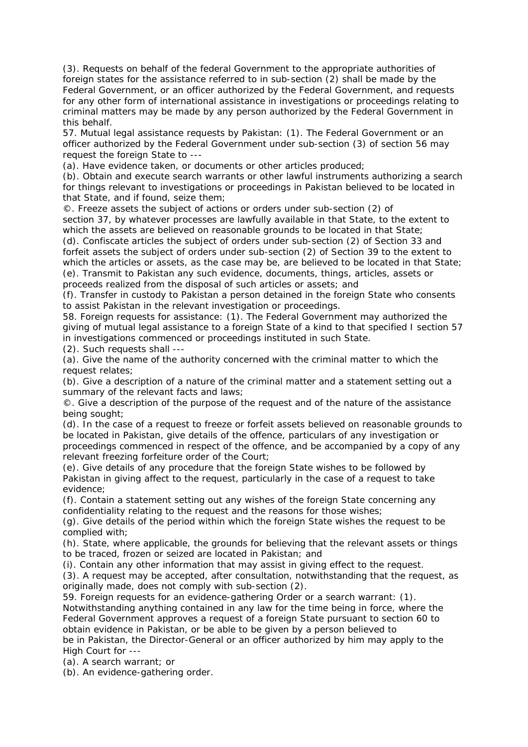(3). Requests on behalf of the federal Government to the appropriate authorities of foreign states for the assistance referred to in sub-section (2) shall be made by the Federal Government, or an officer authorized by the Federal Government, and requests for any other form of international assistance in investigations or proceedings relating to criminal matters may be made by any person authorized by the Federal Government in this behalf.

57. Mutual legal assistance requests by Pakistan: (1). The Federal Government or an officer authorized by the Federal Government under sub-section (3) of section 56 may request the foreign State to ---

(a). Have evidence taken, or documents or other articles produced;

(b). Obtain and execute search warrants or other lawful instruments authorizing a search for things relevant to investigations or proceedings in Pakistan believed to be located in that State, and if found, seize them;

©. Freeze assets the subject of actions or orders under sub-section (2) of section 37, by whatever processes are lawfully available in that State, to the extent to which the assets are believed on reasonable grounds to be located in that State;

(d). Confiscate articles the subject of orders under sub-section (2) of Section 33 and forfeit assets the subject of orders under sub-section (2) of Section 39 to the extent to which the articles or assets, as the case may be, are believed to be located in that State;

(e). Transmit to Pakistan any such evidence, documents, things, articles, assets or proceeds realized from the disposal of such articles or assets; and

(f). Transfer in custody to Pakistan a person detained in the foreign State who consents to assist Pakistan in the relevant investigation or proceedings.

58. Foreign requests for assistance: (1). The Federal Government may authorized the giving of mutual legal assistance to a foreign State of a kind to that specified I section 57 in investigations commenced or proceedings instituted in such State.

(2). Such requests shall ---

(a). Give the name of the authority concerned with the criminal matter to which the request relates;

(b). Give a description of a nature of the criminal matter and a statement setting out a summary of the relevant facts and laws;

©. Give a description of the purpose of the request and of the nature of the assistance being sought;

(d). In the case of a request to freeze or forfeit assets believed on reasonable grounds to be located in Pakistan, give details of the offence, particulars of any investigation or proceedings commenced in respect of the offence, and be accompanied by a copy of any relevant freezing forfeiture order of the Court;

(e). Give details of any procedure that the foreign State wishes to be followed by Pakistan in giving affect to the request, particularly in the case of a request to take evidence;

(f). Contain a statement setting out any wishes of the foreign State concerning any confidentiality relating to the request and the reasons for those wishes;

(g). Give details of the period within which the foreign State wishes the request to be complied with;

(h). State, where applicable, the grounds for believing that the relevant assets or things to be traced, frozen or seized are located in Pakistan; and

(i). Contain any other information that may assist in giving effect to the request.

(3). A request may be accepted, after consultation, notwithstanding that the request, as originally made, does not comply with sub-section (2).

59. Foreign requests for an evidence-gathering Order or a search warrant: (1). Notwithstanding anything contained in any law for the time being in force, where the Federal Government approves a request of a foreign State pursuant to section 60 to obtain evidence in Pakistan, or be able to be given by a person believed to be in Pakistan, the Director-General or an officer authorized by him may apply to the High Court for ---

(a). A search warrant; or

(b). An evidence-gathering order.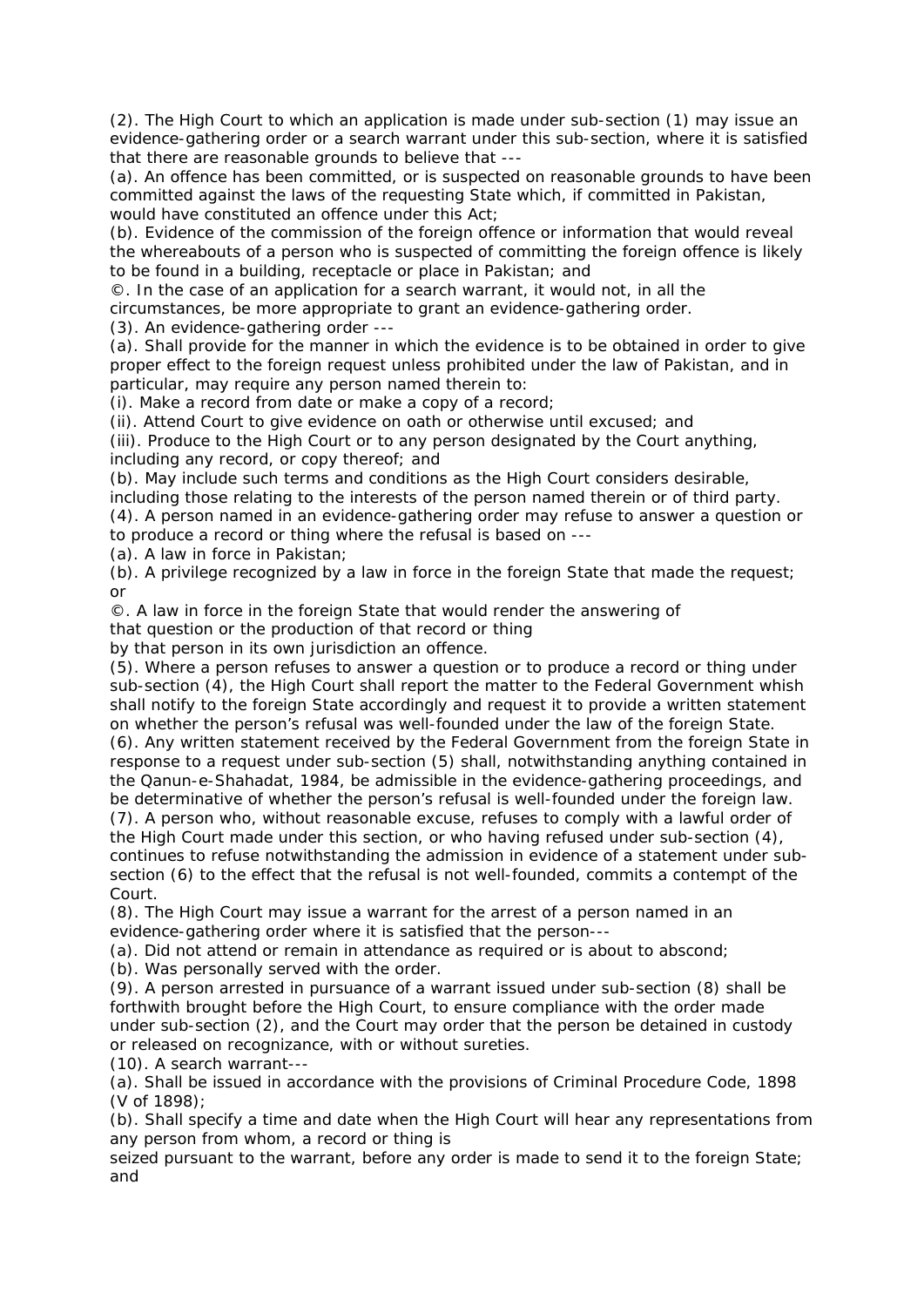(2). The High Court to which an application is made under sub-section (1) may issue an evidence-gathering order or a search warrant under this sub-section, where it is satisfied that there are reasonable grounds to believe that ---

(a). An offence has been committed, or is suspected on reasonable grounds to have been committed against the laws of the requesting State which, if committed in Pakistan, would have constituted an offence under this Act;

(b). Evidence of the commission of the foreign offence or information that would reveal the whereabouts of a person who is suspected of committing the foreign offence is likely to be found in a building, receptacle or place in Pakistan; and

©. In the case of an application for a search warrant, it would not, in all the circumstances, be more appropriate to grant an evidence-gathering order.

(3). An evidence-gathering order ---

(a). Shall provide for the manner in which the evidence is to be obtained in order to give proper effect to the foreign request unless prohibited under the law of Pakistan, and in particular, may require any person named therein to:

(i). Make a record from date or make a copy of a record;

(ii). Attend Court to give evidence on oath or otherwise until excused; and

(iii). Produce to the High Court or to any person designated by the Court anything, including any record, or copy thereof; and

(b). May include such terms and conditions as the High Court considers desirable, including those relating to the interests of the person named therein or of third party.

(4). A person named in an evidence-gathering order may refuse to answer a question or to produce a record or thing where the refusal is based on ---

(a). A law in force in Pakistan;

(b). A privilege recognized by a law in force in the foreign State that made the request; or

©. A law in force in the foreign State that would render the answering of that question or the production of that record or thing by that person in its own jurisdiction an offence.

(5). Where a person refuses to answer a question or to produce a record or thing under sub-section (4), the High Court shall report the matter to the Federal Government whish shall notify to the foreign State accordingly and request it to provide a written statement on whether the person's refusal was well-founded under the law of the foreign State.

(6). Any written statement received by the Federal Government from the foreign State in response to a request under sub-section (5) shall, notwithstanding anything contained in the Qanun-e-Shahadat, 1984, be admissible in the evidence-gathering proceedings, and be determinative of whether the person's refusal is well-founded under the foreign law.

(7). A person who, without reasonable excuse, refuses to comply with a lawful order of the High Court made under this section, or who having refused under sub-section (4), continues to refuse notwithstanding the admission in evidence of a statement under sub-section (6) to the effect that the refusal is not well-founded, commits a contempt of the Court.

(8). The High Court may issue a warrant for the arrest of a person named in an evidence-gathering order where it is satisfied that the person---

(a). Did not attend or remain in attendance as required or is about to abscond;

(b). Was personally served with the order.

(9). A person arrested in pursuance of a warrant issued under sub-section (8) shall be forthwith brought before the High Court, to ensure compliance with the order made under sub-section (2), and the Court may order that the person be detained in custody or released on recognizance, with or without sureties.

(10). A search warrant---

(a). Shall be issued in accordance with the provisions of Criminal Procedure Code, 1898 (V of 1898);

(b). Shall specify a time and date when the High Court will hear any representations from any person from whom, a record or thing is seized pursuant to the warrant, before any order is made to send it to the foreign State; and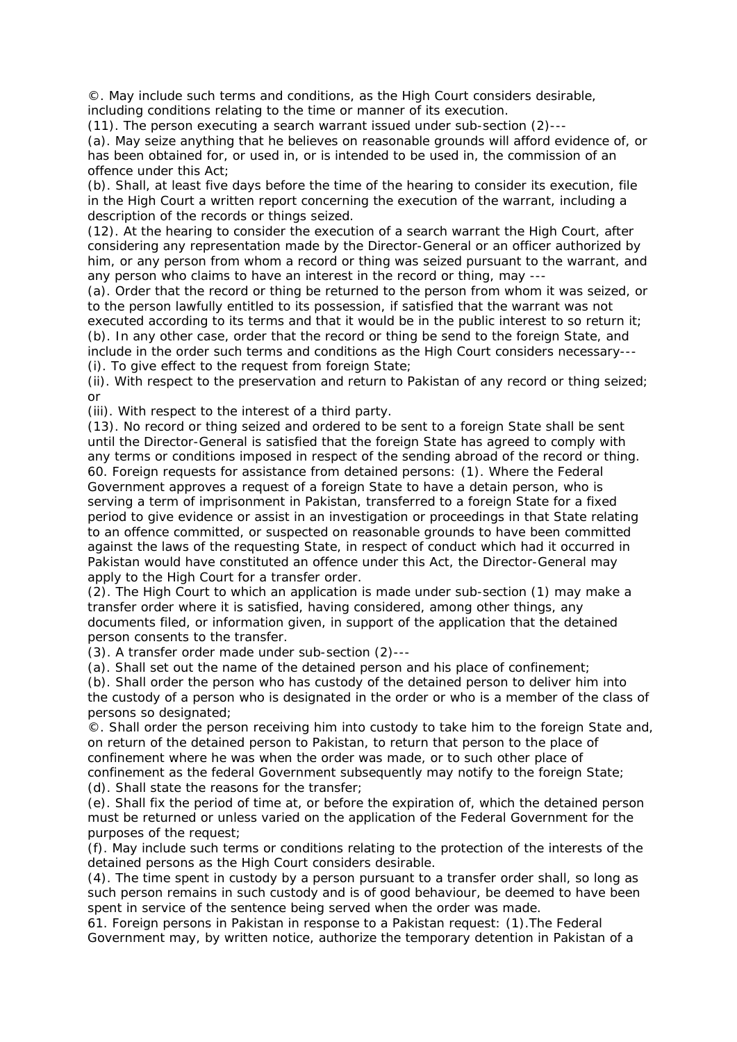©. May include such terms and conditions, as the High Court considers desirable, including conditions relating to the time or manner of its execution.

(11). The person executing a search warrant issued under sub-section (2)---

(a). May seize anything that he believes on reasonable grounds will afford evidence of, or has been obtained for, or used in, or is intended to be used in, the commission of an offence under this Act;

(b). Shall, at least five days before the time of the hearing to consider its execution, file in the High Court a written report concerning the execution of the warrant, including a description of the records or things seized.

(12). At the hearing to consider the execution of a search warrant the High Court, after considering any representation made by the Director-General or an officer authorized by him, or any person from whom a record or thing was seized pursuant to the warrant, and any person who claims to have an interest in the record or thing, may ---

(a). Order that the record or thing be returned to the person from whom it was seized, or to the person lawfully entitled to its possession, if satisfied that the warrant was not executed according to its terms and that it would be in the public interest to so return it;

(b). In any other case, order that the record or thing be send to the foreign State, and include in the order such terms and conditions as the High Court considers necessary---

(i). To give effect to the request from foreign State;

(ii). With respect to the preservation and return to Pakistan of any record or thing seized; or

(iii). With respect to the interest of a third party.

(13). No record or thing seized and ordered to be sent to a foreign State shall be sent until the Director-General is satisfied that the foreign State has agreed to comply with any terms or conditions imposed in respect of the sending abroad of the record or thing.

60. Foreign requests for assistance from detained persons: (1). Where the Federal Government approves a request of a foreign State to have a detain person, who is serving a term of imprisonment in Pakistan, transferred to a foreign State for a fixed period to give evidence or assist in an investigation or proceedings in that State relating to an offence committed, or suspected on reasonable grounds to have been committed against the laws of the requesting State, in respect of conduct which had it occurred in Pakistan would have constituted an offence under this Act, the Director-General may apply to the High Court for a transfer order.

(2). The High Court to which an application is made under sub-section (1) may make a transfer order where it is satisfied, having considered, among other things, any documents filed, or information given, in support of the application that the detained person consents to the transfer.

(3). A transfer order made under sub-section (2)---

(a). Shall set out the name of the detained person and his place of confinement;

(b). Shall order the person who has custody of the detained person to deliver him into the custody of a person who is designated in the order or who is a member of the class of persons so designated;

©. Shall order the person receiving him into custody to take him to the foreign State and, on return of the detained person to Pakistan, to return that person to the place of confinement where he was when the order was made, or to such other place of confinement as the federal Government subsequently may notify to the foreign State;

(d). Shall state the reasons for the transfer;

(e). Shall fix the period of time at, or before the expiration of, which the detained person must be returned or unless varied on the application of the Federal Government for the purposes of the request;

(f). May include such terms or conditions relating to the protection of the interests of the detained persons as the High Court considers desirable.

(4). The time spent in custody by a person pursuant to a transfer order shall, so long as such person remains in such custody and is of good behaviour, be deemed to have been spent in service of the sentence being served when the order was made.

61. Foreign persons in Pakistan in response to a Pakistan request: (1).The Federal Government may, by written notice, authorize the temporary detention in Pakistan of a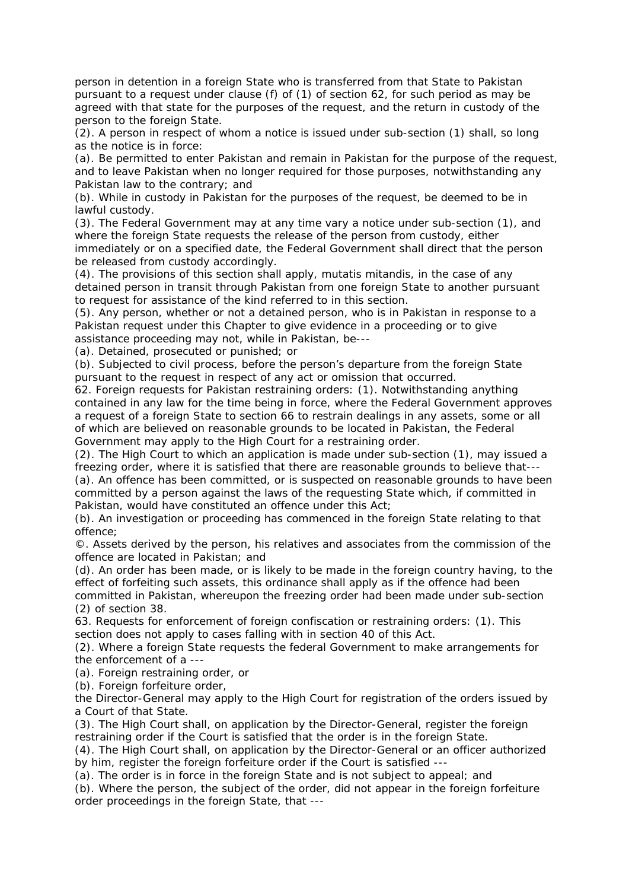person in detention in a foreign State who is transferred from that State to Pakistan pursuant to a request under clause (f) of (1) of section 62, for such period as may be agreed with that state for the purposes of the request, and the return in custody of the person to the foreign State.

(2). A person in respect of whom a notice is issued under sub-section (1) shall, so long as the notice is in force:

(a). Be permitted to enter Pakistan and remain in Pakistan for the purpose of the request, and to leave Pakistan when no longer required for those purposes, notwithstanding any Pakistan law to the contrary; and

(b). While in custody in Pakistan for the purposes of the request, be deemed to be in lawful custody.

(3). The Federal Government may at any time vary a notice under sub-section (1), and where the foreign State requests the release of the person from custody, either immediately or on a specified date, the Federal Government shall direct that the person be released from custody accordingly.

(4). The provisions of this section shall apply, mutatis mitandis, in the case of any detained person in transit through Pakistan from one foreign State to another pursuant to request for assistance of the kind referred to in this section.

(5). Any person, whether or not a detained person, who is in Pakistan in response to a Pakistan request under this Chapter to give evidence in a proceeding or to give assistance proceeding may not, while in Pakistan, be---

(a). Detained, prosecuted or punished; or

(b). Subjected to civil process, before the person's departure from the foreign State pursuant to the request in respect of any act or omission that occurred.

62. Foreign requests for Pakistan restraining orders: (1). Notwithstanding anything contained in any law for the time being in force, where the Federal Government approves a request of a foreign State to section 66 to restrain dealings in any assets, some or all of which are believed on reasonable grounds to be located in Pakistan, the Federal Government may apply to the High Court for a restraining order.

(2). The High Court to which an application is made under sub-section (1), may issued a freezing order, where it is satisfied that there are reasonable grounds to believe that---

(a). An offence has been committed, or is suspected on reasonable grounds to have been committed by a person against the laws of the requesting State which, if committed in Pakistan, would have constituted an offence under this Act;

(b). An investigation or proceeding has commenced in the foreign State relating to that offence;

©. Assets derived by the person, his relatives and associates from the commission of the offence are located in Pakistan; and

(d). An order has been made, or is likely to be made in the foreign country having, to the effect of forfeiting such assets, this ordinance shall apply as if the offence had been committed in Pakistan, whereupon the freezing order had been made under sub-section (2) of section 38.

63. Requests for enforcement of foreign confiscation or restraining orders: (1). This section does not apply to cases falling with in section 40 of this Act.

(2). Where a foreign State requests the federal Government to make arrangements for the enforcement of a ---

(a). Foreign restraining order, or

(b). Foreign forfeiture order,

the Director-General may apply to the High Court for registration of the orders issued by a Court of that State.

(3). The High Court shall, on application by the Director-General, register the foreign restraining order if the Court is satisfied that the order is in the foreign State.

(4). The High Court shall, on application by the Director-General or an officer authorized by him, register the foreign forfeiture order if the Court is satisfied ---

(a). The order is in force in the foreign State and is not subject to appeal; and

(b). Where the person, the subject of the order, did not appear in the foreign forfeiture order proceedings in the foreign State, that ---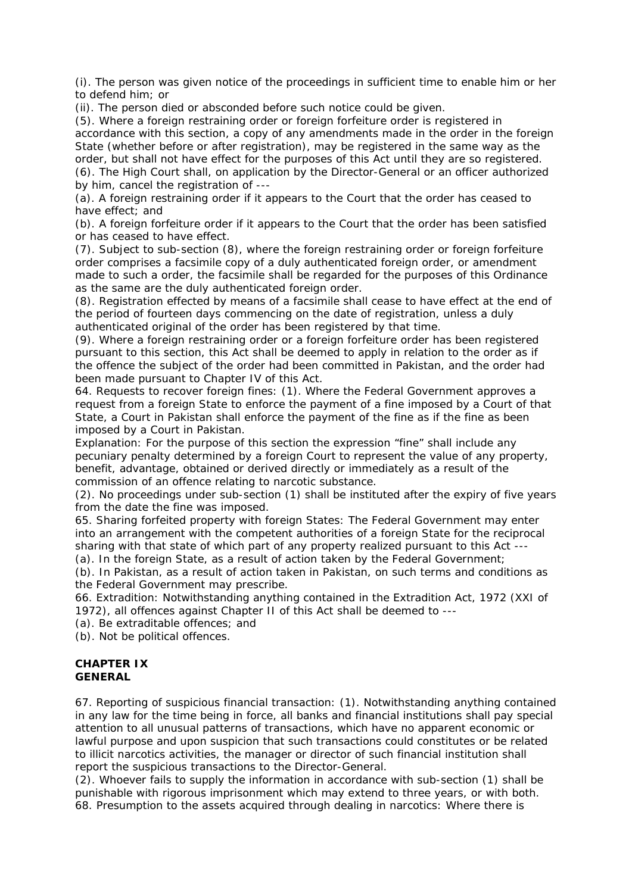(i). The person was given notice of the proceedings in sufficient time to enable him or her to defend him; or

(ii). The person died or absconded before such notice could be given.

(5). Where a foreign restraining order or foreign forfeiture order is registered in accordance with this section, a copy of any amendments made in the order in the foreign State (whether before or after registration), may be registered in the same way as the order, but shall not have effect for the purposes of this Act until they are so registered.

(6). The High Court shall, on application by the Director-General or an officer authorized by him, cancel the registration of ---

(a). A foreign restraining order if it appears to the Court that the order has ceased to have effect; and

(b). A foreign forfeiture order if it appears to the Court that the order has been satisfied or has ceased to have effect.

(7). Subject to sub-section (8), where the foreign restraining order or foreign forfeiture order comprises a facsimile copy of a duly authenticated foreign order, or amendment made to such a order, the facsimile shall be regarded for the purposes of this Ordinance as the same are the duly authenticated foreign order.

(8). Registration effected by means of a facsimile shall cease to have effect at the end of the period of fourteen days commencing on the date of registration, unless a duly authenticated original of the order has been registered by that time.

(9). Where a foreign restraining order or a foreign forfeiture order has been registered pursuant to this section, this Act shall be deemed to apply in relation to the order as if the offence the subject of the order had been committed in Pakistan, and the order had been made pursuant to Chapter IV of this Act.

64. Requests to recover foreign fines: (1). Where the Federal Government approves a request from a foreign State to enforce the payment of a fine imposed by a Court of that State, a Court in Pakistan shall enforce the payment of the fine as if the fine as been imposed by a Court in Pakistan.

Explanation: For the purpose of this section the expression "fine" shall include any pecuniary penalty determined by a foreign Court to represent the value of any property, benefit, advantage, obtained or derived directly or immediately as a result of the commission of an offence relating to narcotic substance.

(2). No proceedings under sub-section (1) shall be instituted after the expiry of five years from the date the fine was imposed.

65. Sharing forfeited property with foreign States: The Federal Government may enter into an arrangement with the competent authorities of a foreign State for the reciprocal sharing with that state of which part of any property realized pursuant to this Act ---

(a). In the foreign State, as a result of action taken by the Federal Government;

(b). In Pakistan, as a result of action taken in Pakistan, on such terms and conditions as the Federal Government may prescribe.

66. Extradition: Notwithstanding anything contained in the Extradition Act, 1972 (XXI of 1972), all offences against Chapter II of this Act shall be deemed to ---

(a). Be extraditable offences; and

(b). Not be political offences.

## CHAPTER IX
## GENERAL

67. Reporting of suspicious financial transaction: (1). Notwithstanding anything contained in any law for the time being in force, all banks and financial institutions shall pay special attention to all unusual patterns of transactions, which have no apparent economic or lawful purpose and upon suspicion that such transactions could constitutes or be related to illicit narcotics activities, the manager or director of such financial institution shall report the suspicious transactions to the Director-General.

(2). Whoever fails to supply the information in accordance with sub-section (1) shall be punishable with rigorous imprisonment which may extend to three years, or with both.

68. Presumption to the assets acquired through dealing in narcotics: Where there is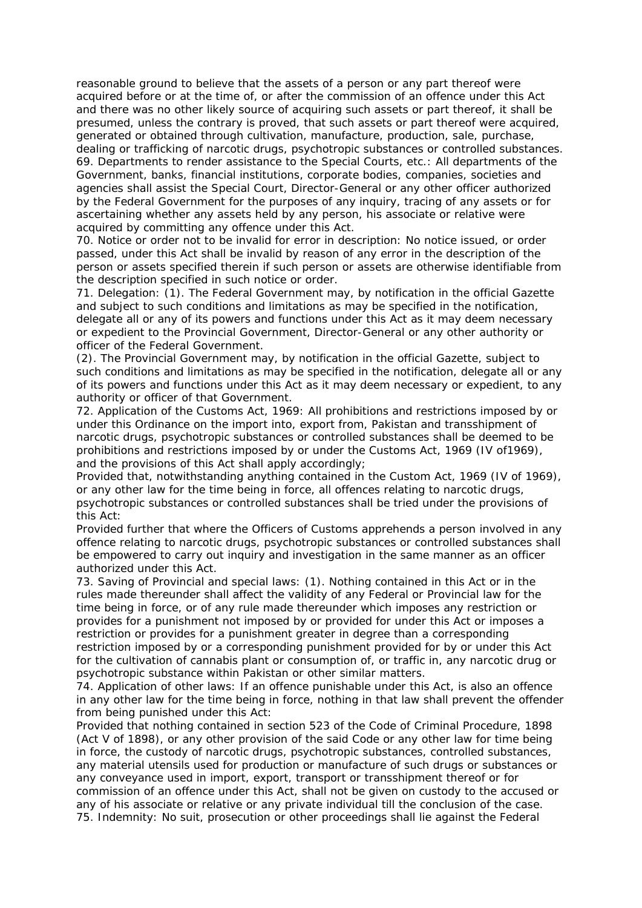reasonable ground to believe that the assets of a person or any part thereof were acquired before or at the time of, or after the commission of an offence under this Act and there was no other likely source of acquiring such assets or part thereof, it shall be presumed, unless the contrary is proved, that such assets or part thereof were acquired, generated or obtained through cultivation, manufacture, production, sale, purchase, dealing or trafficking of narcotic drugs, psychotropic substances or controlled substances.

69. Departments to render assistance to the Special Courts, etc.: All departments of the Government, banks, financial institutions, corporate bodies, companies, societies and agencies shall assist the Special Court, Director-General or any other officer authorized by the Federal Government for the purposes of any inquiry, tracing of any assets or for ascertaining whether any assets held by any person, his associate or relative were acquired by committing any offence under this Act.

70. Notice or order not to be invalid for error in description: No notice issued, or order passed, under this Act shall be invalid by reason of any error in the description of the person or assets specified therein if such person or assets are otherwise identifiable from the description specified in such notice or order.

71. Delegation: (1). The Federal Government may, by notification in the official Gazette and subject to such conditions and limitations as may be specified in the notification, delegate all or any of its powers and functions under this Act as it may deem necessary or expedient to the Provincial Government, Director-General or any other authority or officer of the Federal Government.

(2). The Provincial Government may, by notification in the official Gazette, subject to such conditions and limitations as may be specified in the notification, delegate all or any of its powers and functions under this Act as it may deem necessary or expedient, to any authority or officer of that Government.

72. Application of the Customs Act, 1969: All prohibitions and restrictions imposed by or under this Ordinance on the import into, export from, Pakistan and transshipment of narcotic drugs, psychotropic substances or controlled substances shall be deemed to be prohibitions and restrictions imposed by or under the Customs Act, 1969 (IV of1969), and the provisions of this Act shall apply accordingly;

Provided that, notwithstanding anything contained in the Custom Act, 1969 (IV of 1969), or any other law for the time being in force, all offences relating to narcotic drugs, psychotropic substances or controlled substances shall be tried under the provisions of this Act:

Provided further that where the Officers of Customs apprehends a person involved in any offence relating to narcotic drugs, psychotropic substances or controlled substances shall be empowered to carry out inquiry and investigation in the same manner as an officer authorized under this Act.

73. Saving of Provincial and special laws: (1). Nothing contained in this Act or in the rules made thereunder shall affect the validity of any Federal or Provincial law for the time being in force, or of any rule made thereunder which imposes any restriction or provides for a punishment not imposed by or provided for under this Act or imposes a restriction or provides for a punishment greater in degree than a corresponding restriction imposed by or a corresponding punishment provided for by or under this Act for the cultivation of cannabis plant or consumption of, or traffic in, any narcotic drug or psychotropic substance within Pakistan or other similar matters.

74. Application of other laws: If an offence punishable under this Act, is also an offence in any other law for the time being in force, nothing in that law shall prevent the offender from being punished under this Act:

Provided that nothing contained in section 523 of the Code of Criminal Procedure, 1898 (Act V of 1898), or any other provision of the said Code or any other law for time being in force, the custody of narcotic drugs, psychotropic substances, controlled substances, any material utensils used for production or manufacture of such drugs or substances or any conveyance used in import, export, transport or transshipment thereof or for commission of an offence under this Act, shall not be given on custody to the accused or any of his associate or relative or any private individual till the conclusion of the case.

75. Indemnity: No suit, prosecution or other proceedings shall lie against the Federal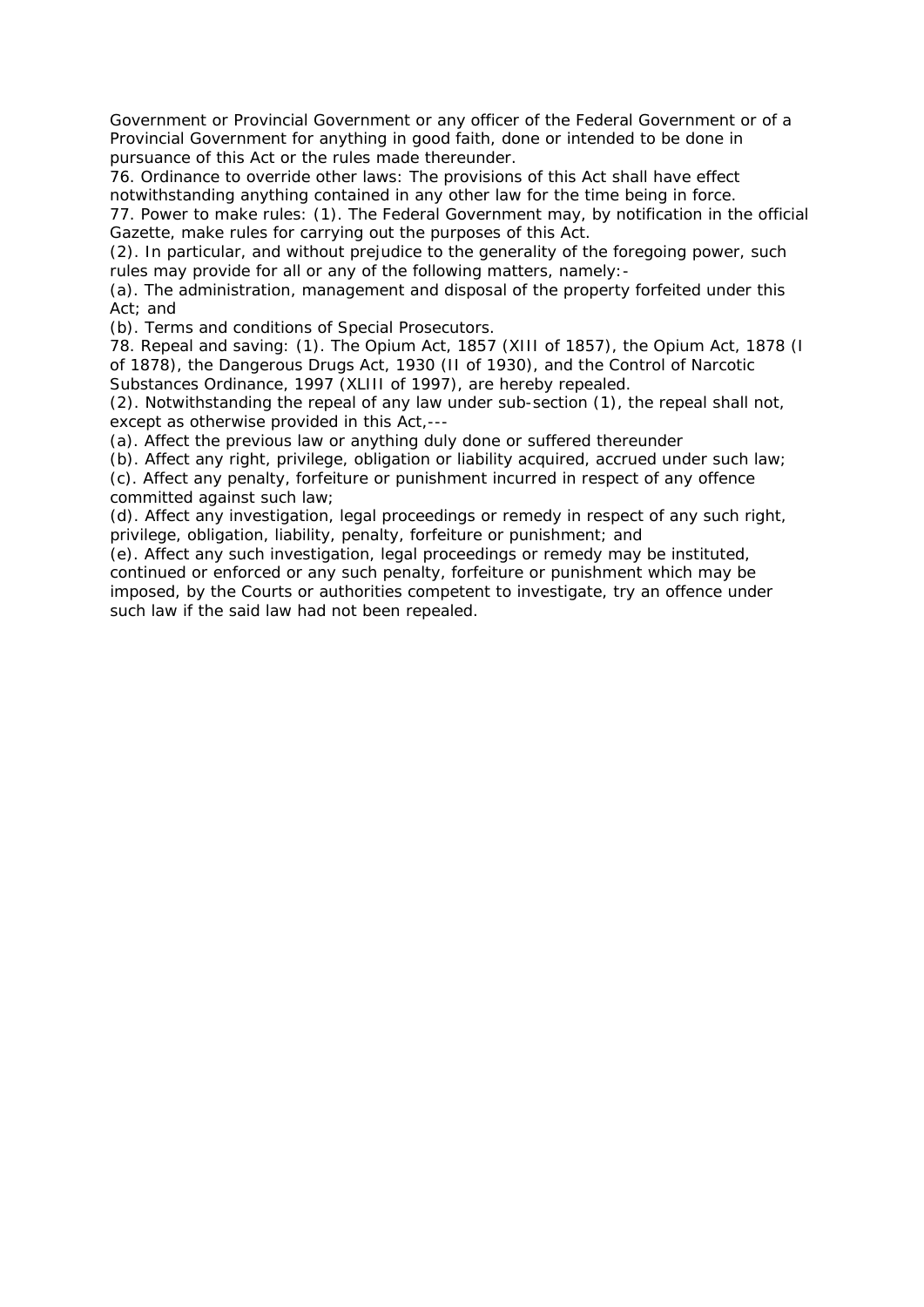Government or Provincial Government or any officer of the Federal Government or of a Provincial Government for anything in good faith, done or intended to be done in pursuance of this Act or the rules made thereunder.

76. Ordinance to override other laws: The provisions of this Act shall have effect notwithstanding anything contained in any other law for the time being in force.

77. Power to make rules: (1). The Federal Government may, by notification in the official Gazette, make rules for carrying out the purposes of this Act.

(2). In particular, and without prejudice to the generality of the foregoing power, such rules may provide for all or any of the following matters, namely:-

(a). The administration, management and disposal of the property forfeited under this Act; and

(b). Terms and conditions of Special Prosecutors.

78. Repeal and saving: (1). The Opium Act, 1857 (XIII of 1857), the Opium Act, 1878 (I of 1878), the Dangerous Drugs Act, 1930 (II of 1930), and the Control of Narcotic Substances Ordinance, 1997 (XLIII of 1997), are hereby repealed.

(2). Notwithstanding the repeal of any law under sub-section (1), the repeal shall not, except as otherwise provided in this Act,---

(a). Affect the previous law or anything duly done or suffered thereunder

(b). Affect any right, privilege, obligation or liability acquired, accrued under such law;

(c). Affect any penalty, forfeiture or punishment incurred in respect of any offence committed against such law;

(d). Affect any investigation, legal proceedings or remedy in respect of any such right, privilege, obligation, liability, penalty, forfeiture or punishment; and

(e). Affect any such investigation, legal proceedings or remedy may be instituted, continued or enforced or any such penalty, forfeiture or punishment which may be imposed, by the Courts or authorities competent to investigate, try an offence under such law if the said law had not been repealed.